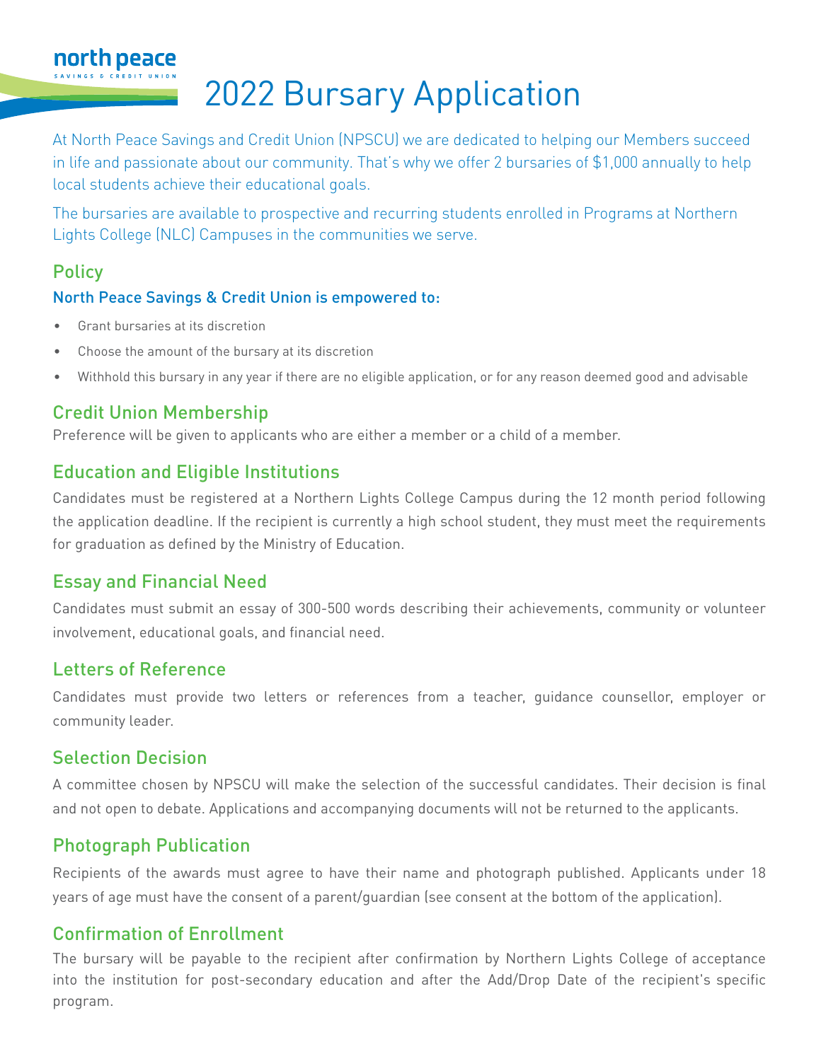north peace
SAVINGS & CREDIT UNION

# 2022 Bursary Application

At North Peace Savings and Credit Union (NPSCU) we are dedicated to helping our Members succeed in life and passionate about our community. That's why we offer 2 bursaries of $1,000 annually to help local students achieve their educational goals.

The bursaries are available to prospective and recurring students enrolled in Programs at Northern Lights College (NLC) Campuses in the communities we serve.

## Policy

### North Peace Savings & Credit Union is empowered to:

- Grant bursaries at its discretion
- Choose the amount of the bursary at its discretion
- Withhold this bursary in any year if there are no eligible application, or for any reason deemed good and advisable

## Credit Union Membership

Preference will be given to applicants who are either a member or a child of a member.

## Education and Eligible Institutions

Candidates must be registered at a Northern Lights College Campus during the 12 month period following the application deadline. If the recipient is currently a high school student, they must meet the requirements for graduation as defined by the Ministry of Education.

## Essay and Financial Need

Candidates must submit an essay of 300-500 words describing their achievements, community or volunteer involvement, educational goals, and financial need.

## Letters of Reference

Candidates must provide two letters or references from a teacher, guidance counsellor, employer or community leader.

## Selection Decision

A committee chosen by NPSCU will make the selection of the successful candidates. Their decision is final and not open to debate. Applications and accompanying documents will not be returned to the applicants.

## Photograph Publication

Recipients of the awards must agree to have their name and photograph published. Applicants under 18 years of age must have the consent of a parent/guardian (see consent at the bottom of the application).

## Confirmation of Enrollment

The bursary will be payable to the recipient after confirmation by Northern Lights College of acceptance into the institution for post-secondary education and after the Add/Drop Date of the recipient's specific program.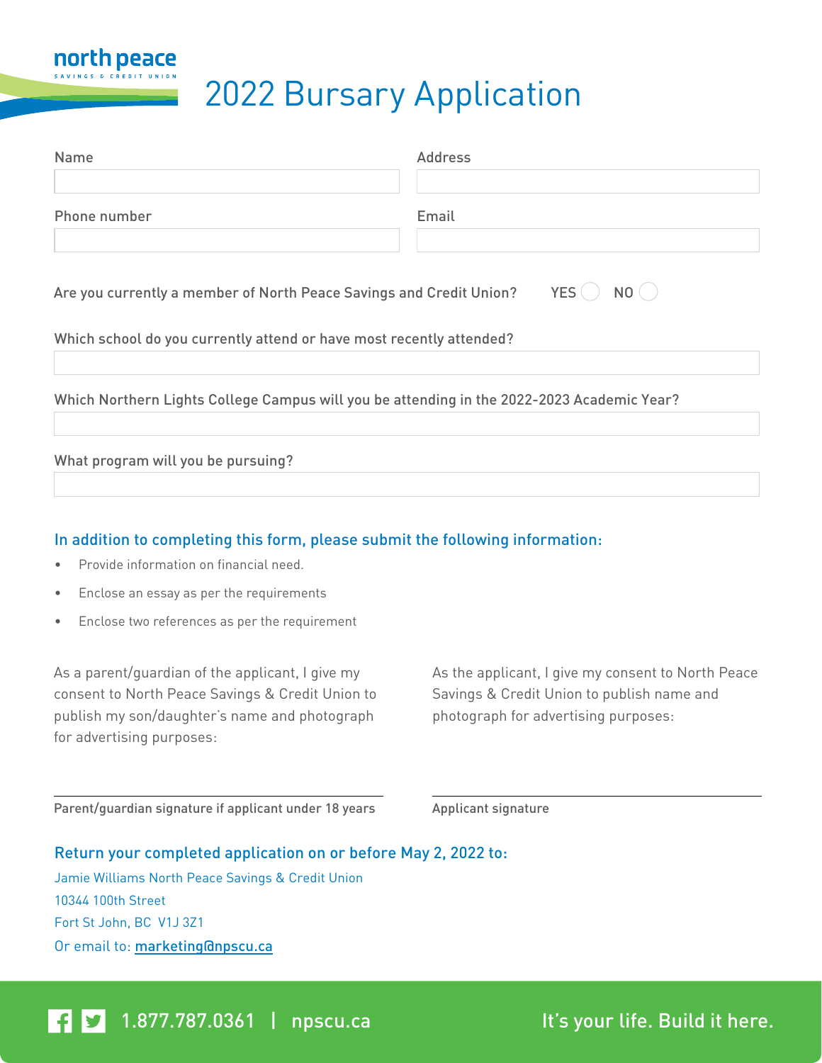# 2022 Bursary Application

north peace
SAVINGS & CREDIT UNION

Name

Address

Phone number

Email

Are you currently a member of North Peace Savings and Credit Union? YES ◯ NO ◯

Which school do you currently attend or have most recently attended?

Which Northern Lights College Campus will you be attending in the 2022-2023 Academic Year?

What program will you be pursuing?

## In addition to completing this form, please submit the following information:

- Provide information on financial need.
- Enclose an essay as per the requirements
- Enclose two references as per the requirement

As a parent/guardian of the applicant, I give my consent to North Peace Savings & Credit Union to publish my son/daughter's name and photograph for advertising purposes:

Parent/guardian signature if applicant under 18 years

As the applicant, I give my consent to North Peace Savings & Credit Union to publish name and photograph for advertising purposes:

Applicant signature

## Return your completed application on or before May 2, 2022 to:

Jamie Williams North Peace Savings & Credit Union
10344 100th Street
Fort St John, BC V1J 3Z1
Or email to: marketing@npscu.ca

1.877.787.0361 | npscu.ca

It's your life. Build it here.